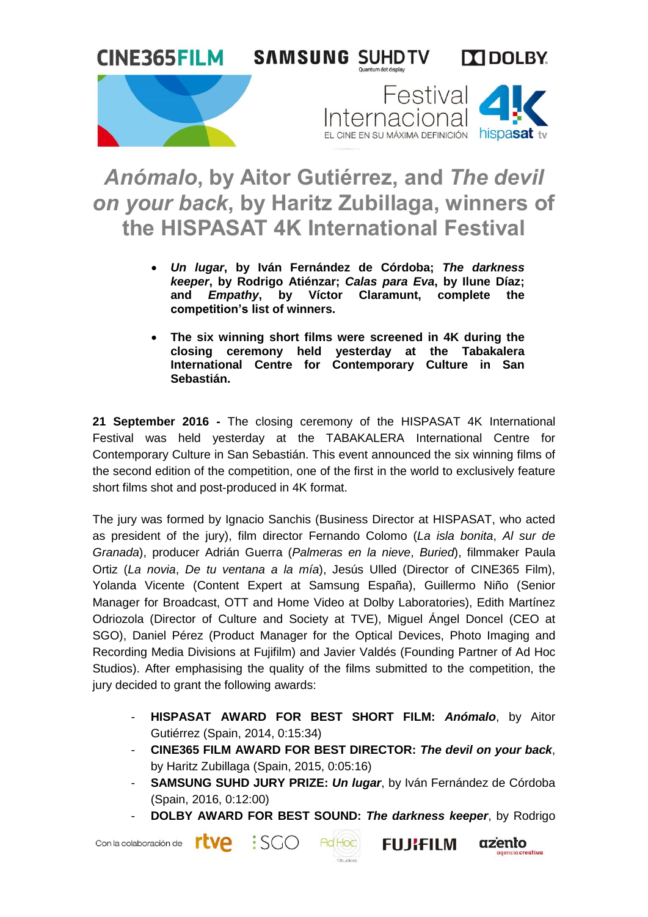# *Anómalo*, by Aitor Gutiérrez, and *The devil on your back*, by Haritz Zubillaga, winners of the HISPASAT 4K International Festival

- ***Un lugar*, by Iván Fernández de Córdoba; *The darkness keeper*, by Rodrigo Atiénzar; *Calas para Eva*, by Ilune Díaz; and *Empathy*, by Víctor Claramunt, complete the competition's list of winners.**
- **The six winning short films were screened in 4K during the closing ceremony held yesterday at the Tabakalera International Centre for Contemporary Culture in San Sebastián.**

**21 September 2016 -** The closing ceremony of the HISPASAT 4K International Festival was held yesterday at the TABAKALERA International Centre for Contemporary Culture in San Sebastián. This event announced the six winning films of the second edition of the competition, one of the first in the world to exclusively feature short films shot and post-produced in 4K format.

The jury was formed by Ignacio Sanchis (Business Director at HISPASAT, who acted as president of the jury), film director Fernando Colomo (*La isla bonita*, *Al sur de Granada*), producer Adrián Guerra (*Palmeras en la nieve*, *Buried*), filmmaker Paula Ortiz (*La novia*, *De tu ventana a la mía*), Jesús Ulled (Director of CINE365 Film), Yolanda Vicente (Content Expert at Samsung España), Guillermo Niño (Senior Manager for Broadcast, OTT and Home Video at Dolby Laboratories), Edith Martínez Odriozola (Director of Culture and Society at TVE), Miguel Ángel Doncel (CEO at SGO), Daniel Pérez (Product Manager for the Optical Devices, Photo Imaging and Recording Media Divisions at Fujifilm) and Javier Valdés (Founding Partner of Ad Hoc Studios). After emphasising the quality of the films submitted to the competition, the jury decided to grant the following awards:

- **HISPASAT AWARD FOR BEST SHORT FILM:** ***Anómalo***, by Aitor Gutiérrez (Spain, 2014, 0:15:34)
- **CINE365 FILM AWARD FOR BEST DIRECTOR:** ***The devil on your back***, by Haritz Zubillaga (Spain, 2015, 0:05:16)
- **SAMSUNG SUHD JURY PRIZE:** ***Un lugar***, by Iván Fernández de Córdoba (Spain, 2016, 0:12:00)
- **DOLBY AWARD FOR BEST SOUND:** ***The darkness keeper***, by Rodrigo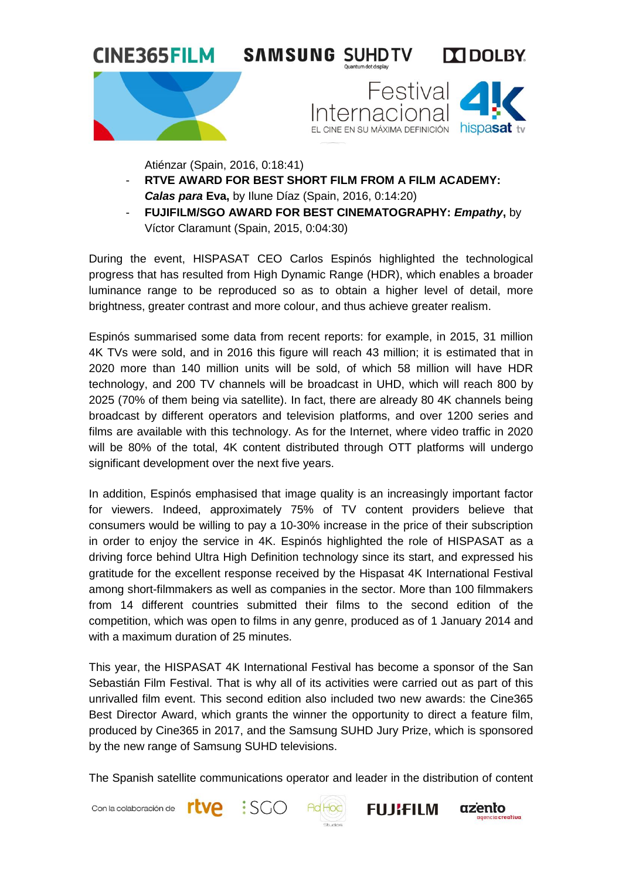Atiénzar (Spain, 2016, 0:18:41)

- **RTVE AWARD FOR BEST SHORT FILM FROM A FILM ACADEMY: *Calas para* Eva,** by Ilune Díaz (Spain, 2016, 0:14:20)
- **FUJIFILM/SGO AWARD FOR BEST CINEMATOGRAPHY: *Empathy*,** by Víctor Claramunt (Spain, 2015, 0:04:30)

During the event, HISPASAT CEO Carlos Espinós highlighted the technological progress that has resulted from High Dynamic Range (HDR), which enables a broader luminance range to be reproduced so as to obtain a higher level of detail, more brightness, greater contrast and more colour, and thus achieve greater realism.

Espinós summarised some data from recent reports: for example, in 2015, 31 million 4K TVs were sold, and in 2016 this figure will reach 43 million; it is estimated that in 2020 more than 140 million units will be sold, of which 58 million will have HDR technology, and 200 TV channels will be broadcast in UHD, which will reach 800 by 2025 (70% of them being via satellite). In fact, there are already 80 4K channels being broadcast by different operators and television platforms, and over 1200 series and films are available with this technology. As for the Internet, where video traffic in 2020 will be 80% of the total, 4K content distributed through OTT platforms will undergo significant development over the next five years.

In addition, Espinós emphasised that image quality is an increasingly important factor for viewers. Indeed, approximately 75% of TV content providers believe that consumers would be willing to pay a 10-30% increase in the price of their subscription in order to enjoy the service in 4K. Espinós highlighted the role of HISPASAT as a driving force behind Ultra High Definition technology since its start, and expressed his gratitude for the excellent response received by the Hispasat 4K International Festival among short-filmmakers as well as companies in the sector. More than 100 filmmakers from 14 different countries submitted their films to the second edition of the competition, which was open to films in any genre, produced as of 1 January 2014 and with a maximum duration of 25 minutes.

This year, the HISPASAT 4K International Festival has become a sponsor of the San Sebastián Film Festival. That is why all of its activities were carried out as part of this unrivalled film event. This second edition also included two new awards: the Cine365 Best Director Award, which grants the winner the opportunity to direct a feature film, produced by Cine365 in 2017, and the Samsung SUHD Jury Prize, which is sponsored by the new range of Samsung SUHD televisions.

The Spanish satellite communications operator and leader in the distribution of content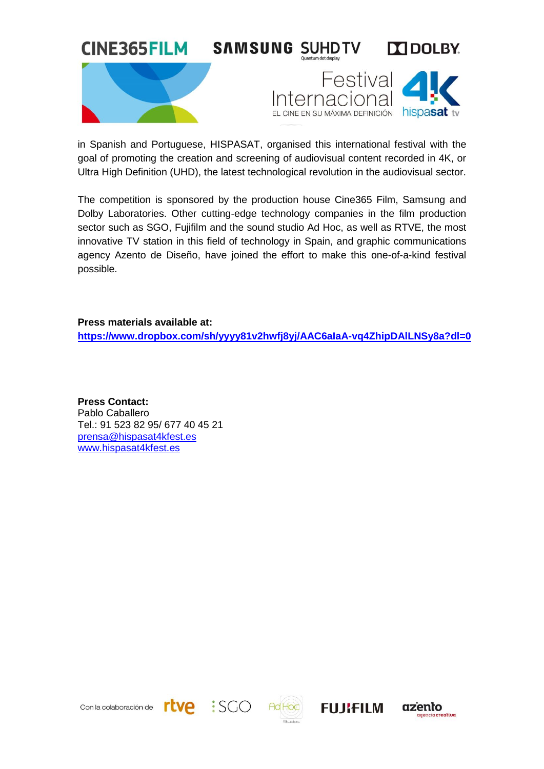in Spanish and Portuguese, HISPASAT, organised this international festival with the goal of promoting the creation and screening of audiovisual content recorded in 4K, or Ultra High Definition (UHD), the latest technological revolution in the audiovisual sector.

The competition is sponsored by the production house Cine365 Film, Samsung and Dolby Laboratories. Other cutting-edge technology companies in the film production sector such as SGO, Fujifilm and the sound studio Ad Hoc, as well as RTVE, the most innovative TV station in this field of technology in Spain, and graphic communications agency Azento de Diseño, have joined the effort to make this one-of-a-kind festival possible.

**Press materials available at:**
**https://www.dropbox.com/sh/yyyy81v2hwfj8yj/AAC6alaA-vq4ZhipDAlLNSy8a?dl=0**

**Press Contact:**
Pablo Caballero
Tel.: 91 523 82 95/ 677 40 45 21
prensa@hispasat4kfest.es
www.hispasat4kfest.es